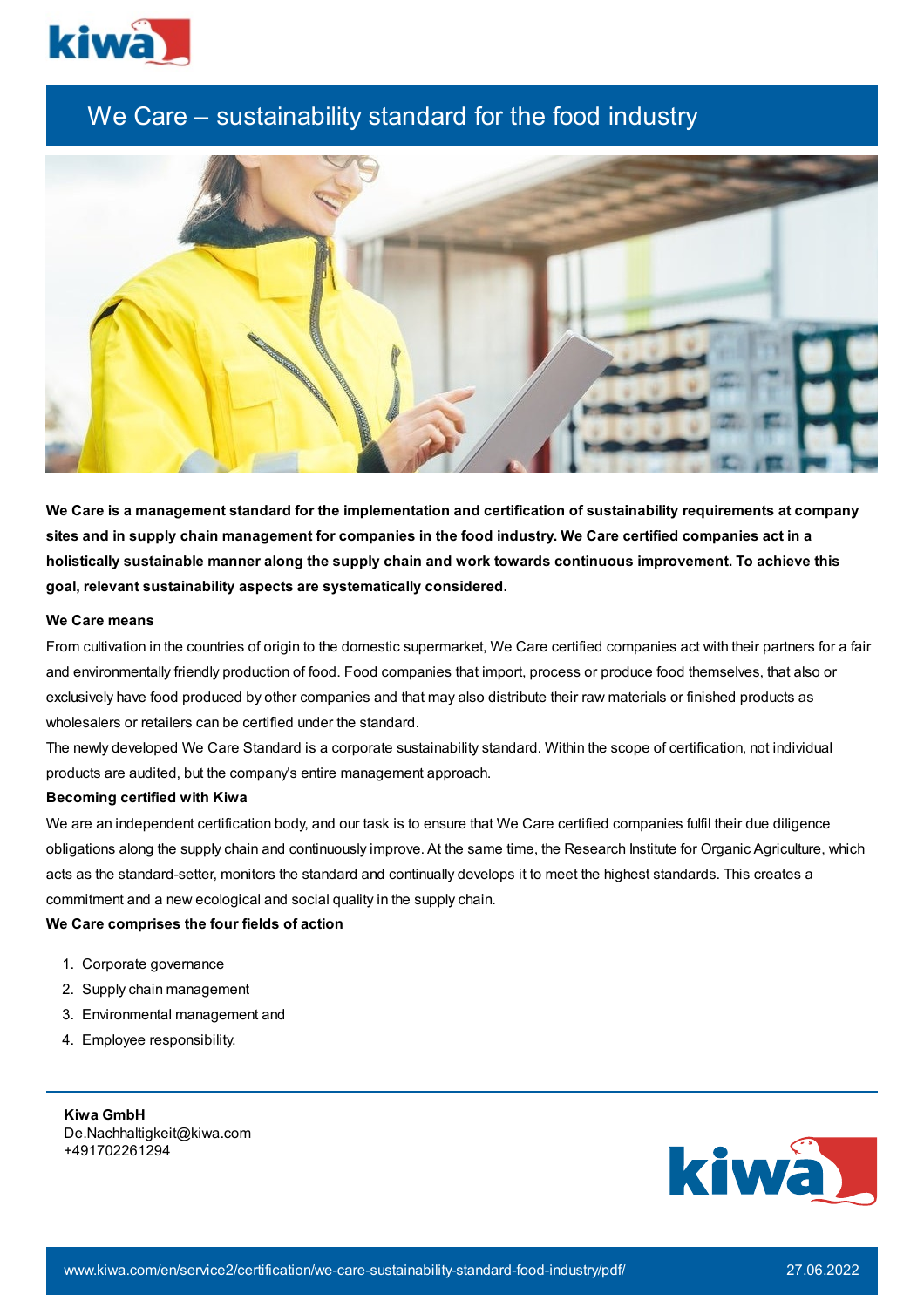# We Care – sustainability standard for the food industry

**We Care is a management standard for the implementation and certification of sustainability requirements at company sites and in supply chain management for companies in the food industry. We Care certified companies act in a holistically sustainable manner along the supply chain and work towards continuous improvement. To achieve this goal, relevant sustainability aspects are systematically considered.**

**We Care means**

From cultivation in the countries of origin to the domestic supermarket, We Care certified companies act with their partners for a fair and environmentally friendly production of food. Food companies that import, process or produce food themselves, that also or exclusively have food produced by other companies and that may also distribute their raw materials or finished products as wholesalers or retailers can be certified under the standard.

The newly developed We Care Standard is a corporate sustainability standard. Within the scope of certification, not individual products are audited, but the company's entire management approach.

**Becoming certified with Kiwa**

We are an independent certification body, and our task is to ensure that We Care certified companies fulfil their due diligence obligations along the supply chain and continuously improve. At the same time, the Research Institute for Organic Agriculture, which acts as the standard-setter, monitors the standard and continually develops it to meet the highest standards. This creates a commitment and a new ecological and social quality in the supply chain.

**We Care comprises the four fields of action**

1. Corporate governance
2. Supply chain management
3. Environmental management and
4. Employee responsibility.

**Kiwa GmbH**
De.Nachhaltigkeit@kiwa.com
+491702261294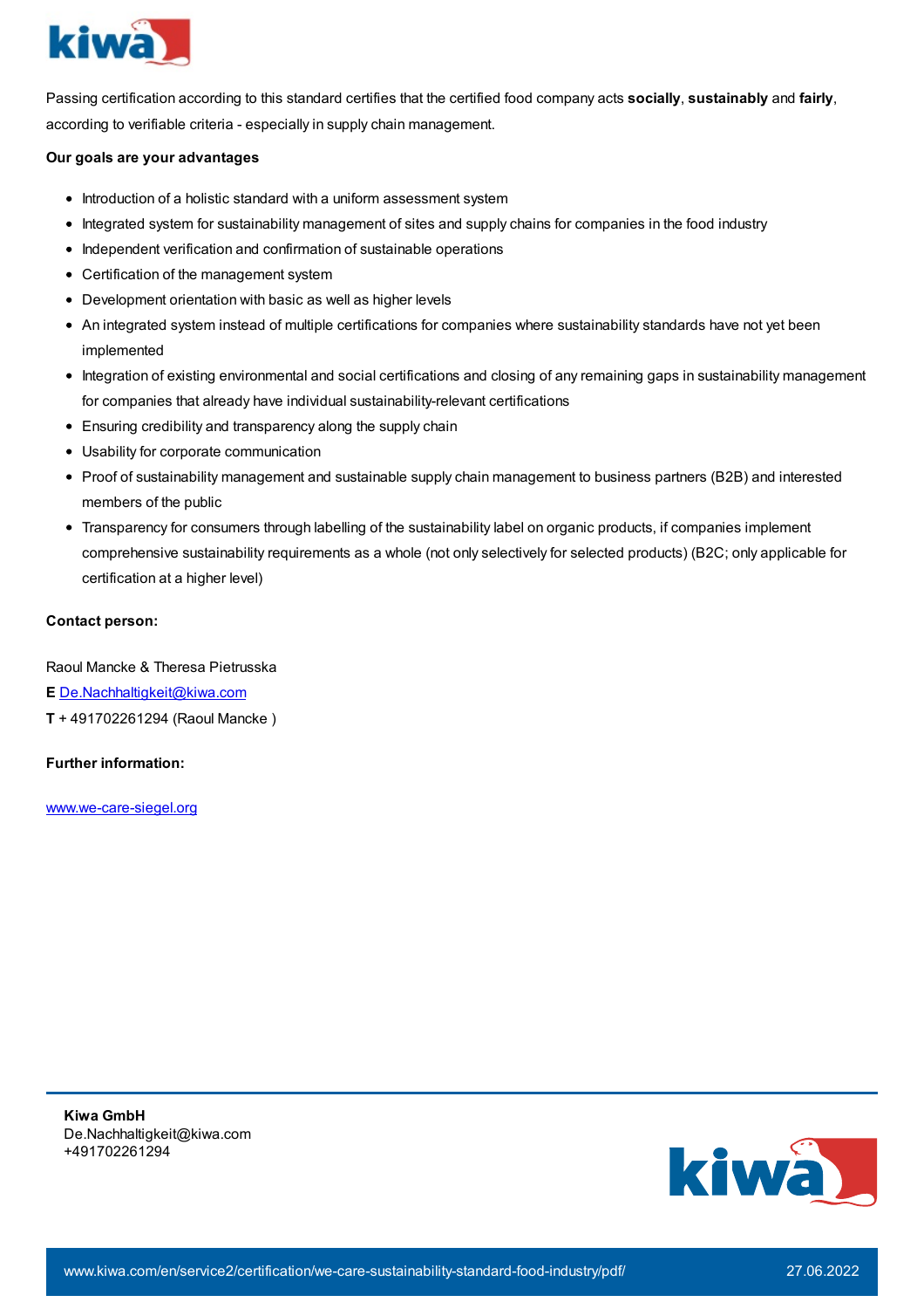Passing certification according to this standard certifies that the certified food company acts **socially**, **sustainably** and **fairly**, according to verifiable criteria - especially in supply chain management.

**Our goals are your advantages**

- Introduction of a holistic standard with a uniform assessment system
- Integrated system for sustainability management of sites and supply chains for companies in the food industry
- Independent verification and confirmation of sustainable operations
- Certification of the management system
- Development orientation with basic as well as higher levels
- An integrated system instead of multiple certifications for companies where sustainability standards have not yet been implemented
- Integration of existing environmental and social certifications and closing of any remaining gaps in sustainability management for companies that already have individual sustainability-relevant certifications
- Ensuring credibility and transparency along the supply chain
- Usability for corporate communication
- Proof of sustainability management and sustainable supply chain management to business partners (B2B) and interested members of the public
- Transparency for consumers through labelling of the sustainability label on organic products, if companies implement comprehensive sustainability requirements as a whole (not only selectively for selected products) (B2C; only applicable for certification at a higher level)

**Contact person:**

Raoul Mancke & Theresa Pietrusska

**E** De.Nachhaltigkeit@kiwa.com

**T** + 491702261294 (Raoul Mancke )

**Further information:**

www.we-care-siegel.org

**Kiwa GmbH**
De.Nachhaltigkeit@kiwa.com
+491702261294

www.kiwa.com/en/service2/certification/we-care-sustainability-standard-food-industry/pdf/ 27.06.2022